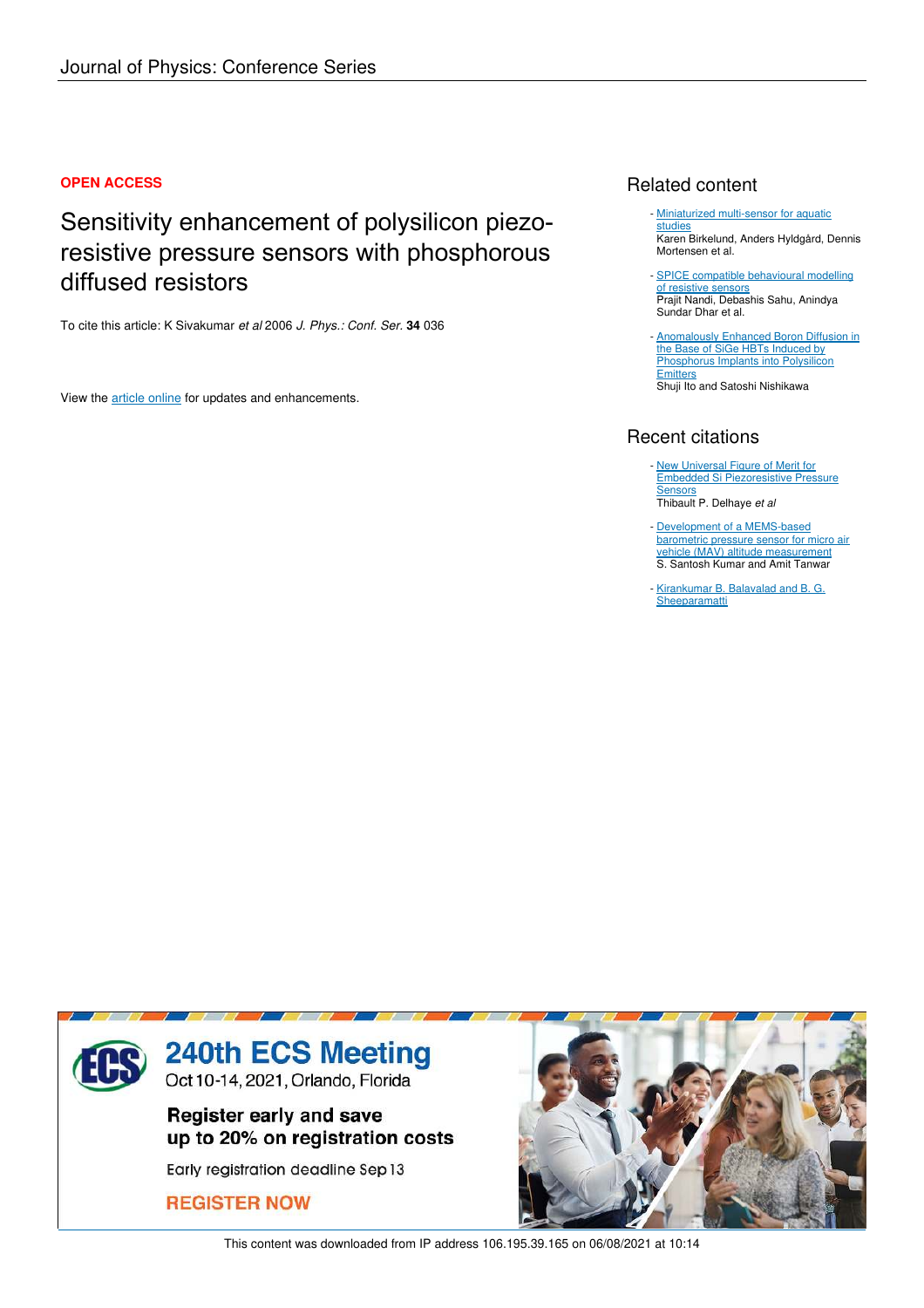Journal of Physics: Conference Series

**OPEN ACCESS**

# Sensitivity enhancement of polysilicon piezo-resistive pressure sensors with phosphorous diffused resistors

To cite this article: K Sivakumar *et al* 2006 *J. Phys.: Conf. Ser.* **34** 036

View the article online for updates and enhancements.

## Related content

- Miniaturized multi-sensor for aquatic studies
  Karen Birkelund, Anders Hyldgård, Dennis Mortensen et al.

- SPICE compatible behavioural modelling of resistive sensors
  Prajit Nandi, Debashis Sahu, Anindya Sundar Dhar et al.

- Anomalously Enhanced Boron Diffusion in the Base of SiGe HBTs Induced by Phosphorus Implants into Polysilicon Emitters
  Shuji Ito and Satoshi Nishikawa

## Recent citations

- New Universal Figure of Merit for Embedded Si Piezoresistive Pressure Sensors
  Thibault P. Delhaye *et al*

- Development of a MEMS-based barometric pressure sensor for micro air vehicle (MAV) altitude measurement
  S. Santosh Kumar and Amit Tanwar

- Kirankumar B. Balavalad and B. G. Sheeparamatti

240th ECS Meeting
Oct 10-14, 2021, Orlando, Florida

Register early and save up to 20% on registration costs

Early registration deadline Sep 13

REGISTER NOW

This content was downloaded from IP address 106.195.39.165 on 06/08/2021 at 10:14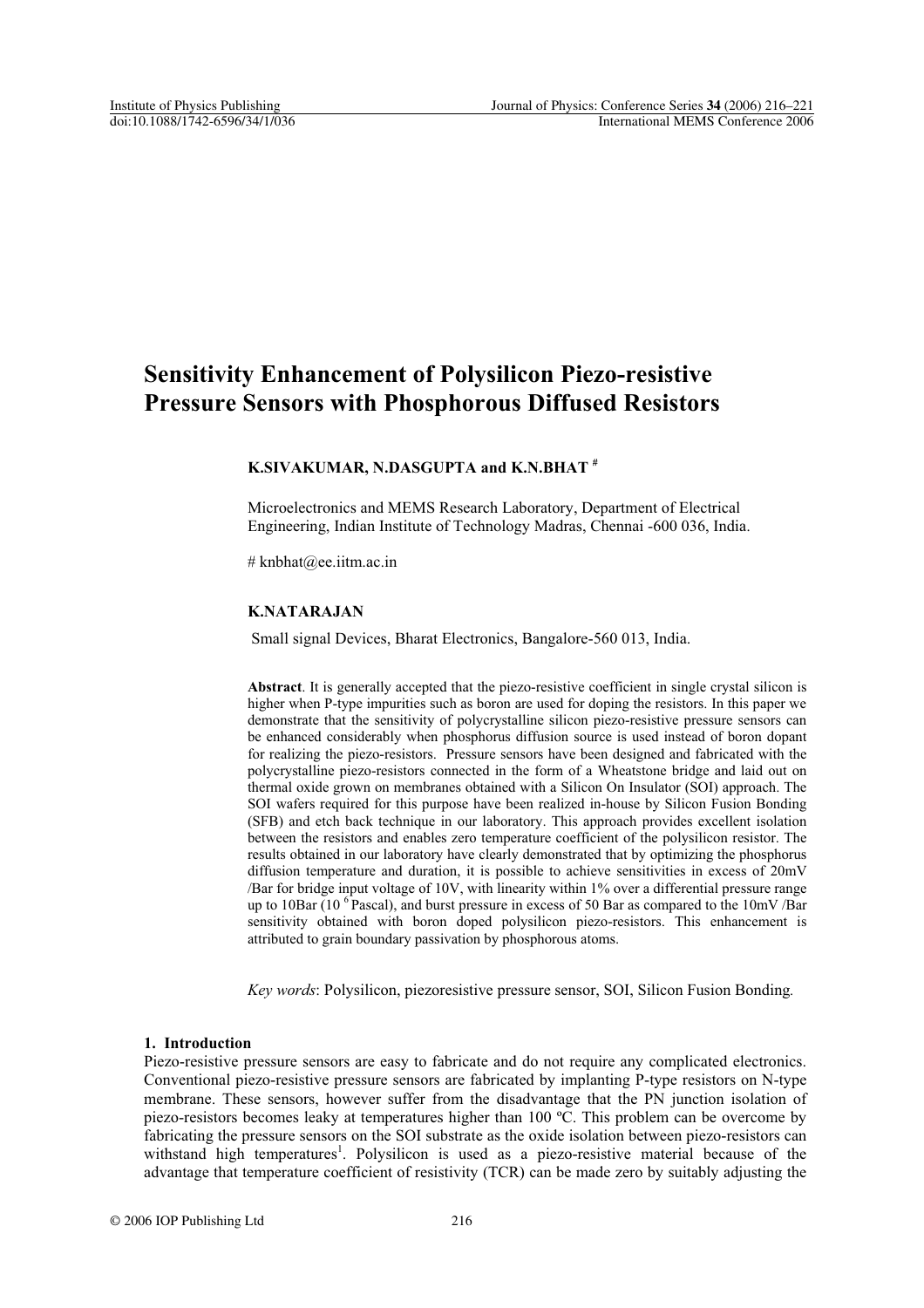# Sensitivity Enhancement of Polysilicon Piezo-resistive Pressure Sensors with Phosphorous Diffused Resistors

**K.SIVAKUMAR, N.DASGUPTA and K.N.BHAT** [#]

Microelectronics and MEMS Research Laboratory, Department of Electrical Engineering, Indian Institute of Technology Madras, Chennai -600 036, India.

# knbhat@ee.iitm.ac.in

**K.NATARAJAN**

Small signal Devices, Bharat Electronics, Bangalore-560 013, India.

**Abstract**. It is generally accepted that the piezo-resistive coefficient in single crystal silicon is higher when P-type impurities such as boron are used for doping the resistors. In this paper we demonstrate that the sensitivity of polycrystalline silicon piezo-resistive pressure sensors can be enhanced considerably when phosphorus diffusion source is used instead of boron dopant for realizing the piezo-resistors. Pressure sensors have been designed and fabricated with the polycrystalline piezo-resistors connected in the form of a Wheatstone bridge and laid out on thermal oxide grown on membranes obtained with a Silicon On Insulator (SOI) approach. The SOI wafers required for this purpose have been realized in-house by Silicon Fusion Bonding (SFB) and etch back technique in our laboratory. This approach provides excellent isolation between the resistors and enables zero temperature coefficient of the polysilicon resistor. The results obtained in our laboratory have clearly demonstrated that by optimizing the phosphorus diffusion temperature and duration, it is possible to achieve sensitivities in excess of 20mV /Bar for bridge input voltage of 10V, with linearity within 1% over a differential pressure range up to 10Bar ($10^{6}$ Pascal), and burst pressure in excess of 50 Bar as compared to the 10mV /Bar sensitivity obtained with boron doped polysilicon piezo-resistors. This enhancement is attributed to grain boundary passivation by phosphorous atoms.

*Key words*: Polysilicon, piezoresistive pressure sensor, SOI, Silicon Fusion Bonding.

## 1. Introduction

Piezo-resistive pressure sensors are easy to fabricate and do not require any complicated electronics. Conventional piezo-resistive pressure sensors are fabricated by implanting P-type resistors on N-type membrane. These sensors, however suffer from the disadvantage that the PN junction isolation of piezo-resistors becomes leaky at temperatures higher than 100 ºC. This problem can be overcome by fabricating the pressure sensors on the SOI substrate as the oxide isolation between piezo-resistors can withstand high temperatures[1]. Polysilicon is used as a piezo-resistive material because of the advantage that temperature coefficient of resistivity (TCR) can be made zero by suitably adjusting the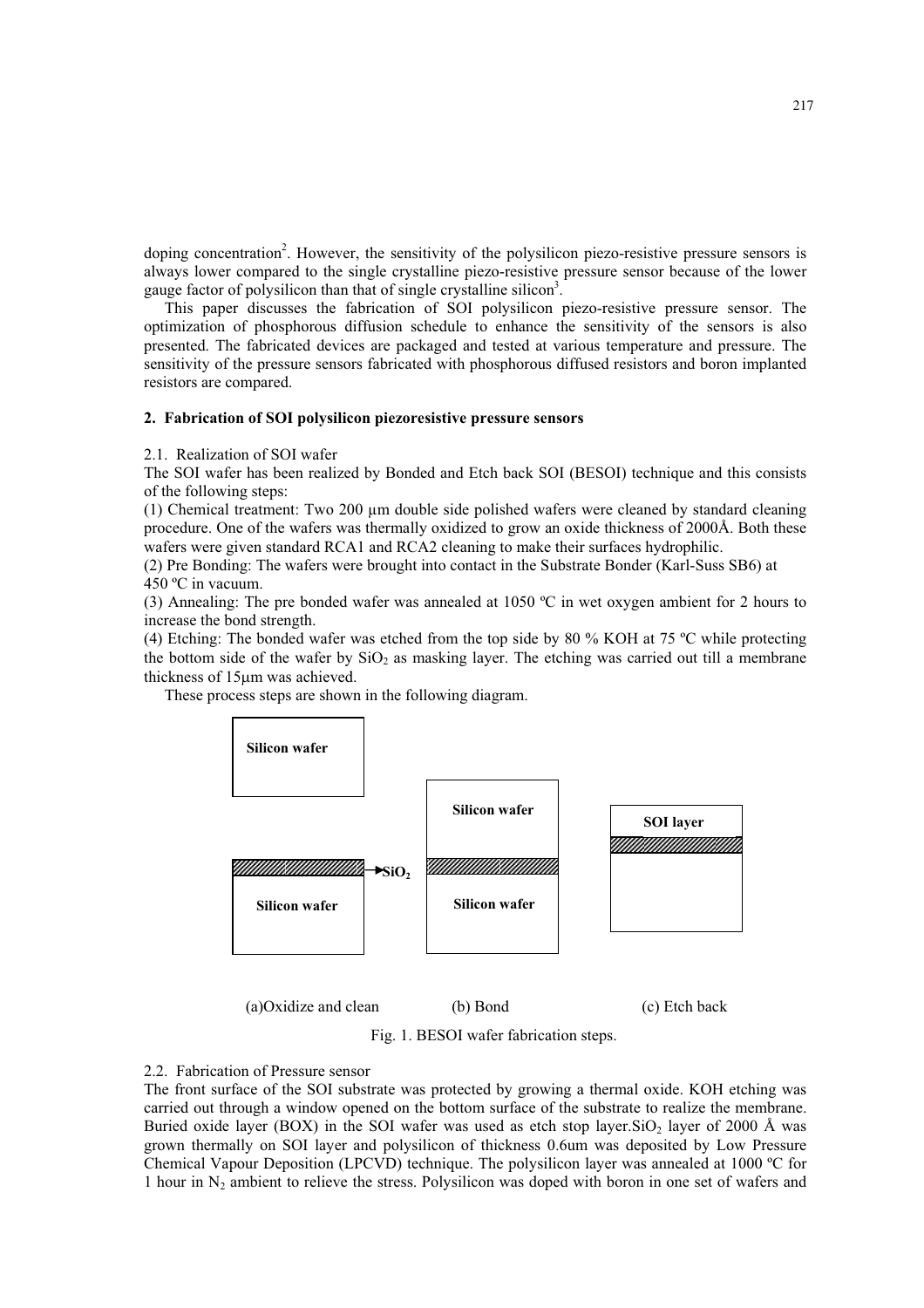doping concentration[2]. However, the sensitivity of the polysilicon piezo-resistive pressure sensors is always lower compared to the single crystalline piezo-resistive pressure sensor because of the lower gauge factor of polysilicon than that of single crystalline silicon[3].

This paper discusses the fabrication of SOI polysilicon piezo-resistive pressure sensor. The optimization of phosphorous diffusion schedule to enhance the sensitivity of the sensors is also presented. The fabricated devices are packaged and tested at various temperature and pressure. The sensitivity of the pressure sensors fabricated with phosphorous diffused resistors and boron implanted resistors are compared.

## 2. Fabrication of SOI polysilicon piezoresistive pressure sensors

### 2.1. Realization of SOI wafer

The SOI wafer has been realized by Bonded and Etch back SOI (BESOI) technique and this consists of the following steps:

(1) Chemical treatment: Two 200 µm double side polished wafers were cleaned by standard cleaning procedure. One of the wafers was thermally oxidized to grow an oxide thickness of 2000Å. Both these wafers were given standard RCA1 and RCA2 cleaning to make their surfaces hydrophilic.

(2) Pre Bonding: The wafers were brought into contact in the Substrate Bonder (Karl-Suss SB6) at 450 ºC in vacuum.

(3) Annealing: The pre bonded wafer was annealed at 1050 ºC in wet oxygen ambient for 2 hours to increase the bond strength.

(4) Etching: The bonded wafer was etched from the top side by 80 % KOH at 75 ºC while protecting the bottom side of the wafer by $SiO_2$ as masking layer. The etching was carried out till a membrane thickness of 15µm was achieved.

These process steps are shown in the following diagram.

Silicon wafer

$SiO_2$

Silicon wafer

Silicon wafer

Silicon wafer

SOI layer

(a)Oxidize and clean (b) Bond (c) Etch back

Fig. 1. BESOI wafer fabrication steps.

### 2.2. Fabrication of Pressure sensor

The front surface of the SOI substrate was protected by growing a thermal oxide. KOH etching was carried out through a window opened on the bottom surface of the substrate to realize the membrane. Buried oxide layer (BOX) in the SOI wafer was used as etch stop layer.$SiO_2$ layer of 2000 Å was grown thermally on SOI layer and polysilicon of thickness 0.6um was deposited by Low Pressure Chemical Vapour Deposition (LPCVD) technique. The polysilicon layer was annealed at 1000 ºC for 1 hour in $N_2$ ambient to relieve the stress. Polysilicon was doped with boron in one set of wafers and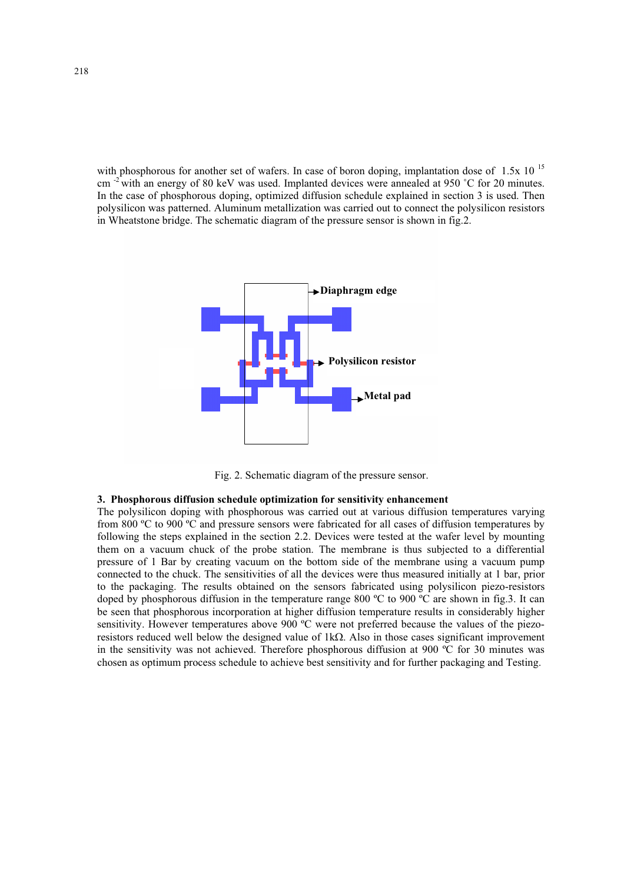with phosphorous for another set of wafers. In case of boron doping, implantation dose of $1.5 \times 10^{15}$ $cm^{-2}$ with an energy of 80 keV was used. Implanted devices were annealed at 950 ˚C for 20 minutes. In the case of phosphorous doping, optimized diffusion schedule explained in section 3 is used. Then polysilicon was patterned. Aluminum metallization was carried out to connect the polysilicon resistors in Wheatstone bridge. The schematic diagram of the pressure sensor is shown in fig.2.

Fig. 2. Schematic diagram of the pressure sensor.

### 3. Phosphorous diffusion schedule optimization for sensitivity enhancement

The polysilicon doping with phosphorous was carried out at various diffusion temperatures varying from 800 ºC to 900 ºC and pressure sensors were fabricated for all cases of diffusion temperatures by following the steps explained in the section 2.2. Devices were tested at the wafer level by mounting them on a vacuum chuck of the probe station. The membrane is thus subjected to a differential pressure of 1 Bar by creating vacuum on the bottom side of the membrane using a vacuum pump connected to the chuck. The sensitivities of all the devices were thus measured initially at 1 bar, prior to the packaging. The results obtained on the sensors fabricated using polysilicon piezo-resistors doped by phosphorous diffusion in the temperature range 800 ºC to 900 ºC are shown in fig.3. It can be seen that phosphorous incorporation at higher diffusion temperature results in considerably higher sensitivity. However temperatures above 900 ºC were not preferred because the values of the piezo-resistors reduced well below the designed value of 1kΩ. Also in those cases significant improvement in the sensitivity was not achieved. Therefore phosphorous diffusion at 900 ºC for 30 minutes was chosen as optimum process schedule to achieve best sensitivity and for further packaging and Testing.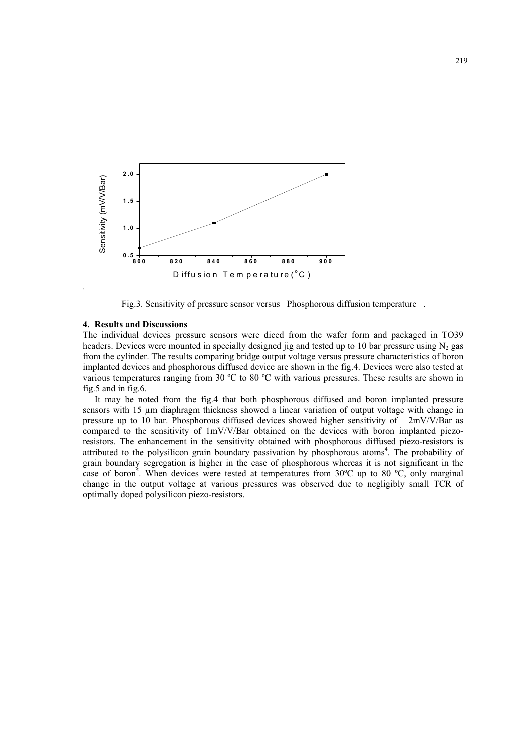Fig.3. Sensitivity of pressure sensor versus Phosphorous diffusion temperature .

### 4. Results and Discussions

The individual devices pressure sensors were diced from the wafer form and packaged in TO39 headers. Devices were mounted in specially designed jig and tested up to 10 bar pressure using $N_2$ gas from the cylinder. The results comparing bridge output voltage versus pressure characteristics of boron implanted devices and phosphorous diffused device are shown in the fig.4. Devices were also tested at various temperatures ranging from 30 ºC to 80 ºC with various pressures. These results are shown in fig.5 and in fig.6.

It may be noted from the fig.4 that both phosphorous diffused and boron implanted pressure sensors with 15 µm diaphragm thickness showed a linear variation of output voltage with change in pressure up to 10 bar. Phosphorous diffused devices showed higher sensitivity of 2mV/V/Bar as compared to the sensitivity of 1mV/V/Bar obtained on the devices with boron implanted piezo-resistors. The enhancement in the sensitivity obtained with phosphorous diffused piezo-resistors is attributed to the polysilicon grain boundary passivation by phosphorous atoms[4]. The probability of grain boundary segregation is higher in the case of phosphorous whereas it is not significant in the case of boron[5]. When devices were tested at temperatures from 30ºC up to 80 ºC, only marginal change in the output voltage at various pressures was observed due to negligibly small TCR of optimally doped polysilicon piezo-resistors.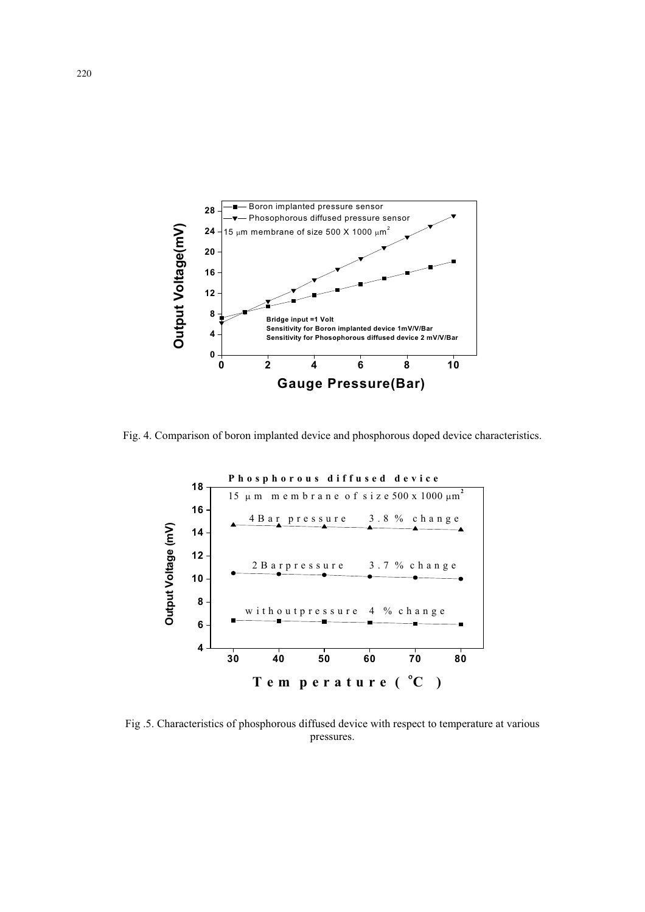Fig. 4. Comparison of boron implanted device and phosphorous doped device characteristics.

Fig .5. Characteristics of phosphorous diffused device with respect to temperature at various pressures.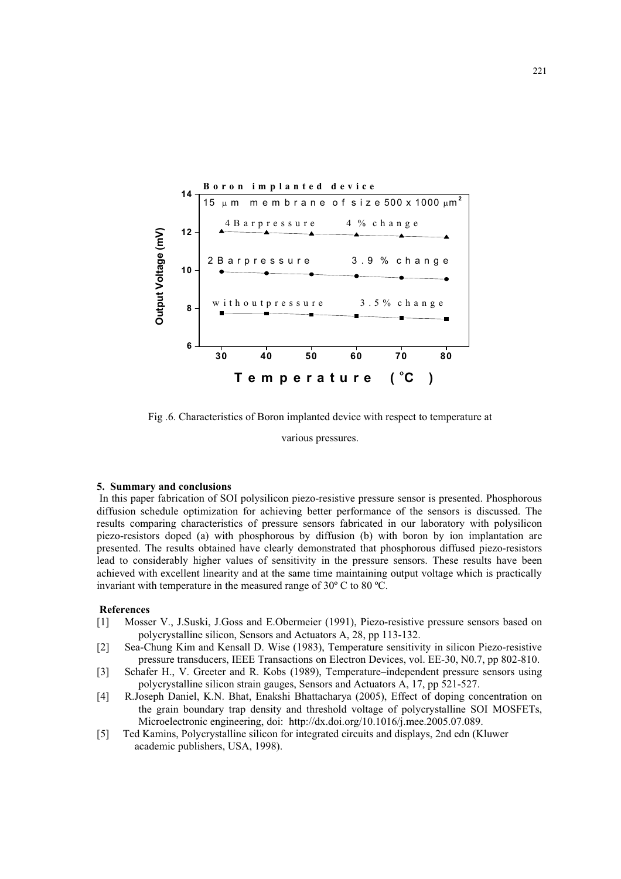Boron implanted device

15 μm membrane of size 500 x 1000 μm²

4 Bar pressure 4 % change

2 Bar pressure 3.9 % change

without pressure 3.5 % change

Output Voltage (mV)

14

12

10

8

6

30 40 50 60 70 80

Temperature (°C)

Fig .6. Characteristics of Boron implanted device with respect to temperature at various pressures.

## 5. Summary and conclusions

In this paper fabrication of SOI polysilicon piezo-resistive pressure sensor is presented. Phosphorous diffusion schedule optimization for achieving better performance of the sensors is discussed. The results comparing characteristics of pressure sensors fabricated in our laboratory with polysilicon piezo-resistors doped (a) with phosphorous by diffusion (b) with boron by ion implantation are presented. The results obtained have clearly demonstrated that phosphorous diffused piezo-resistors lead to considerably higher values of sensitivity in the pressure sensors. These results have been achieved with excellent linearity and at the same time maintaining output voltage which is practically invariant with temperature in the measured range of 30º C to 80 ºC.

## References

[1] Mosser V., J.Suski, J.Goss and E.Obermeier (1991), Piezo-resistive pressure sensors based on polycrystalline silicon, Sensors and Actuators A, 28, pp 113-132.

[2] Sea-Chung Kim and Kensall D. Wise (1983), Temperature sensitivity in silicon Piezo-resistive pressure transducers, IEEE Transactions on Electron Devices, vol. EE-30, N0.7, pp 802-810.

[3] Schafer H., V. Greeter and R. Kobs (1989), Temperature–independent pressure sensors using polycrystalline silicon strain gauges, Sensors and Actuators A, 17, pp 521-527.

[4] R.Joseph Daniel, K.N. Bhat, Enakshi Bhattacharya (2005), Effect of doping concentration on the grain boundary trap density and threshold voltage of polycrystalline SOI MOSFETs, Microelectronic engineering, doi: http://dx.doi.org/10.1016/j.mee.2005.07.089.

[5] Ted Kamins, Polycrystalline silicon for integrated circuits and displays, 2nd edn (Kluwer academic publishers, USA, 1998).